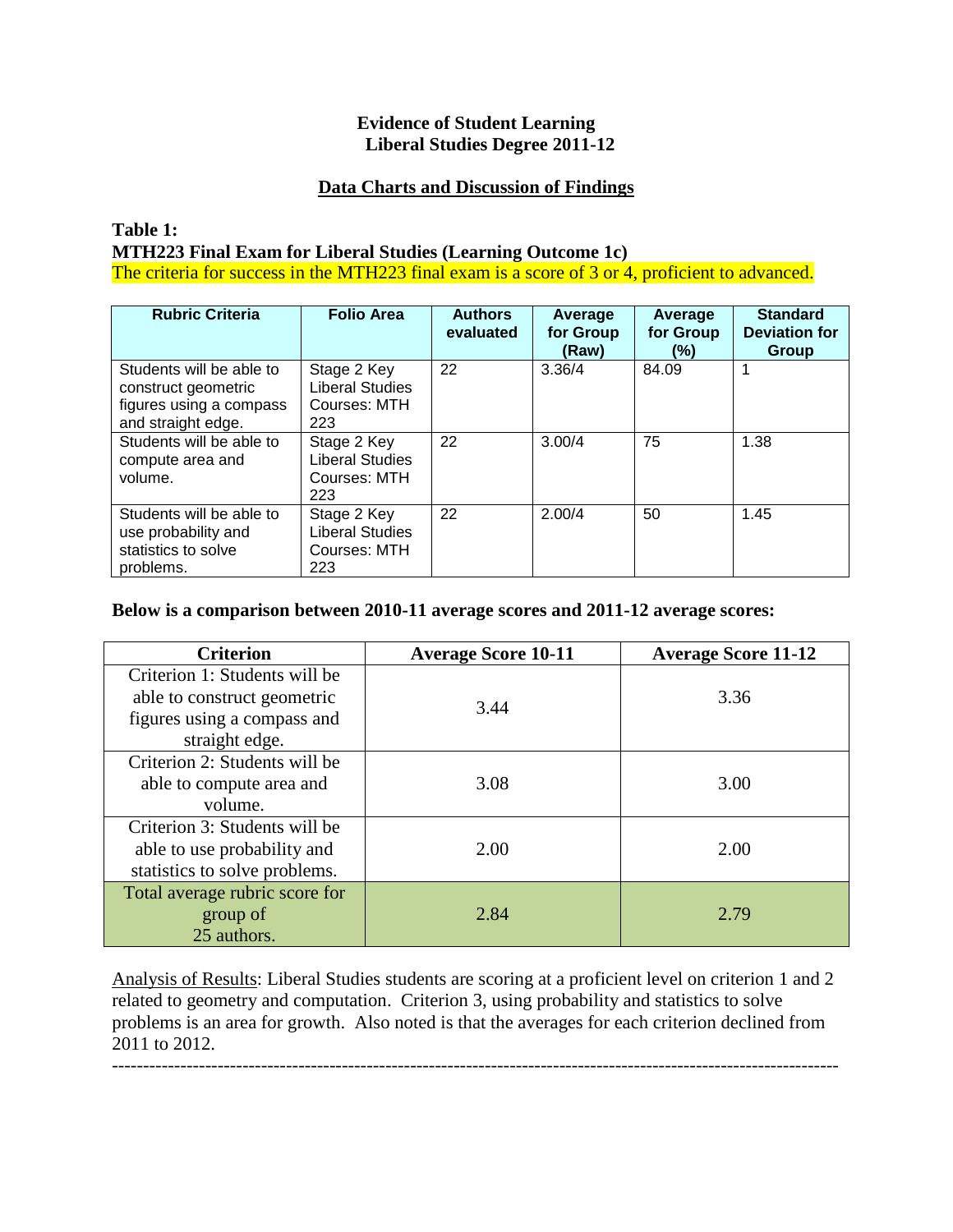**Evidence of Student Learning**
**Liberal Studies Degree 2011-12**

**Data Charts and Discussion of Findings**

**Table 1:**
**MTH223 Final Exam for Liberal Studies (Learning Outcome 1c)**
The criteria for success in the MTH223 final exam is a score of 3 or 4, proficient to advanced.

| Rubric Criteria | Folio Area | Authors evaluated | Average for Group (Raw) | Average for Group (%) | Standard Deviation for Group |
|---|---|---|---|---|---|
| Students will be able to construct geometric figures using a compass and straight edge. | Stage 2 Key Liberal Studies Courses: MTH 223 | 22 | 3.36/4 | 84.09 | 1 |
| Students will be able to compute area and volume. | Stage 2 Key Liberal Studies Courses: MTH 223 | 22 | 3.00/4 | 75 | 1.38 |
| Students will be able to use probability and statistics to solve problems. | Stage 2 Key Liberal Studies Courses: MTH 223 | 22 | 2.00/4 | 50 | 1.45 |

**Below is a comparison between 2010-11 average scores and 2011-12 average scores:**

| Criterion | Average Score 10-11 | Average Score 11-12 |
|---|---|---|
| Criterion 1: Students will be able to construct geometric figures using a compass and straight edge. | 3.44 | 3.36 |
| Criterion 2: Students will be able to compute area and volume. | 3.08 | 3.00 |
| Criterion 3: Students will be able to use probability and statistics to solve problems. | 2.00 | 2.00 |
| Total average rubric score for group of 25 authors. | 2.84 | 2.79 |

Analysis of Results: Liberal Studies students are scoring at a proficient level on criterion 1 and 2 related to geometry and computation. Criterion 3, using probability and statistics to solve problems is an area for growth. Also noted is that the averages for each criterion declined from 2011 to 2012.

---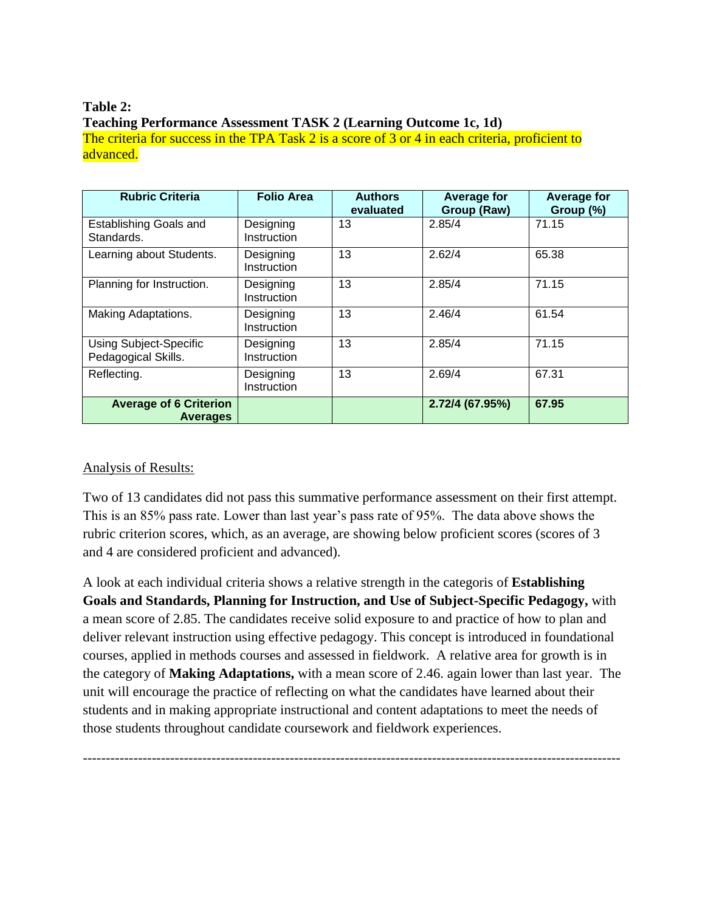**Table 2:**

**Teaching Performance Assessment TASK 2 (Learning Outcome 1c, 1d)**

The criteria for success in the TPA Task 2 is a score of 3 or 4 in each criteria, proficient to advanced.

| Rubric Criteria | Folio Area | Authors evaluated | Average for Group (Raw) | Average for Group (%) |
|---|---|---|---|---|
| Establishing Goals and Standards. | Designing Instruction | 13 | 2.85/4 | 71.15 |
| Learning about Students. | Designing Instruction | 13 | 2.62/4 | 65.38 |
| Planning for Instruction. | Designing Instruction | 13 | 2.85/4 | 71.15 |
| Making Adaptations. | Designing Instruction | 13 | 2.46/4 | 61.54 |
| Using Subject-Specific Pedagogical Skills. | Designing Instruction | 13 | 2.85/4 | 71.15 |
| Reflecting. | Designing Instruction | 13 | 2.69/4 | 67.31 |
| **Average of 6 Criterion Averages** | | | **2.72/4 (67.95%)** | **67.95** |

Analysis of Results:

Two of 13 candidates did not pass this summative performance assessment on their first attempt. This is an 85% pass rate. Lower than last year's pass rate of 95%. The data above shows the rubric criterion scores, which, as an average, are showing below proficient scores (scores of 3 and 4 are considered proficient and advanced).

A look at each individual criteria shows a relative strength in the categoris of **Establishing Goals and Standards, Planning for Instruction, and Use of Subject-Specific Pedagogy,** with a mean score of 2.85. The candidates receive solid exposure to and practice of how to plan and deliver relevant instruction using effective pedagogy. This concept is introduced in foundational courses, applied in methods courses and assessed in fieldwork. A relative area for growth is in the category of **Making Adaptations,** with a mean score of 2.46. again lower than last year. The unit will encourage the practice of reflecting on what the candidates have learned about their students and in making appropriate instructional and content adaptations to meet the needs of those students throughout candidate coursework and fieldwork experiences.

---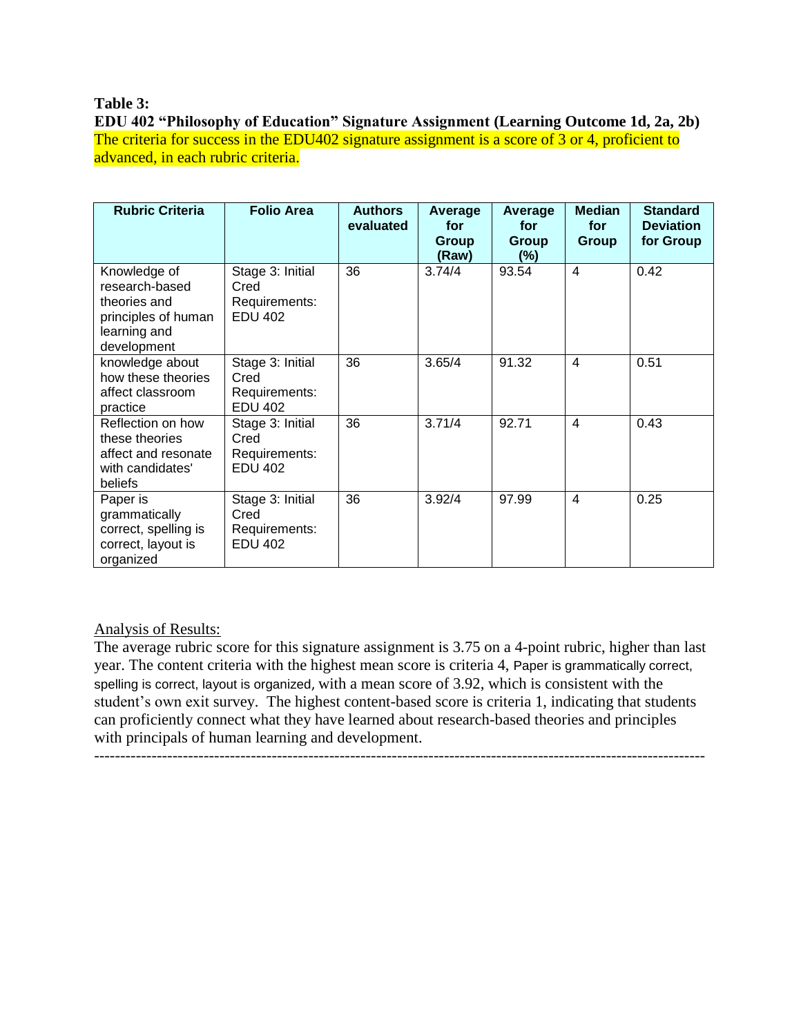**Table 3:**

**EDU 402 "Philosophy of Education" Signature Assignment (Learning Outcome 1d, 2a, 2b)**

The criteria for success in the EDU402 signature assignment is a score of 3 or 4, proficient to advanced, in each rubric criteria.

| Rubric Criteria | Folio Area | Authors evaluated | Average for Group (Raw) | Average for Group (%) | Median for Group | Standard Deviation for Group |
|---|---|---|---|---|---|---|
| Knowledge of research-based theories and principles of human learning and development | Stage 3: Initial Cred Requirements: EDU 402 | 36 | 3.74/4 | 93.54 | 4 | 0.42 |
| knowledge about how these theories affect classroom practice | Stage 3: Initial Cred Requirements: EDU 402 | 36 | 3.65/4 | 91.32 | 4 | 0.51 |
| Reflection on how these theories affect and resonate with candidates' beliefs | Stage 3: Initial Cred Requirements: EDU 402 | 36 | 3.71/4 | 92.71 | 4 | 0.43 |
| Paper is grammatically correct, spelling is correct, layout is organized | Stage 3: Initial Cred Requirements: EDU 402 | 36 | 3.92/4 | 97.99 | 4 | 0.25 |

Analysis of Results:

The average rubric score for this signature assignment is 3.75 on a 4-point rubric, higher than last year. The content criteria with the highest mean score is criteria 4, Paper is grammatically correct, spelling is correct, layout is organized, with a mean score of 3.92, which is consistent with the student's own exit survey. The highest content-based score is criteria 1, indicating that students can proficiently connect what they have learned about research-based theories and principles with principals of human learning and development.

---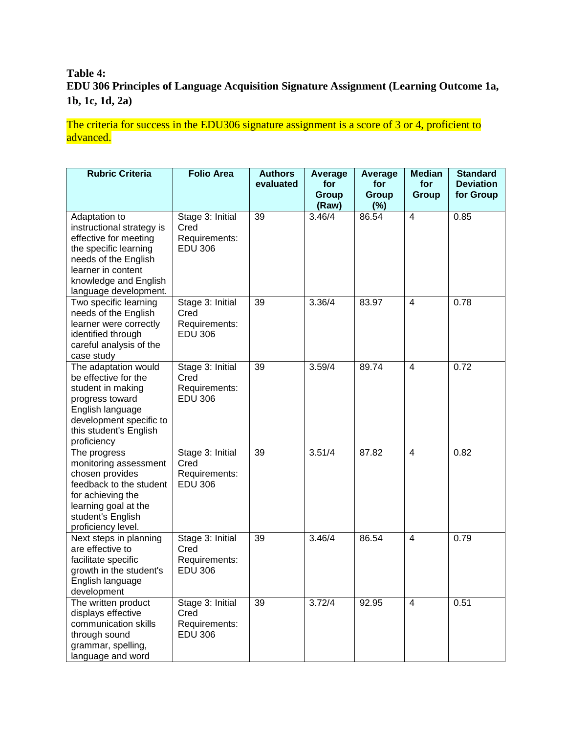**Table 4:**
**EDU 306 Principles of Language Acquisition Signature Assignment (Learning Outcome 1a, 1b, 1c, 1d, 2a)**

The criteria for success in the EDU306 signature assignment is a score of 3 or 4, proficient to advanced.

| Rubric Criteria | Folio Area | Authors evaluated | Average for Group (Raw) | Average for Group (%) | Median for Group | Standard Deviation for Group |
|---|---|---|---|---|---|---|
| Adaptation to instructional strategy is effective for meeting the specific learning needs of the English learner in content knowledge and English language development. | Stage 3: Initial Cred Requirements: EDU 306 | 39 | 3.46/4 | 86.54 | 4 | 0.85 |
| Two specific learning needs of the English learner were correctly identified through careful analysis of the case study | Stage 3: Initial Cred Requirements: EDU 306 | 39 | 3.36/4 | 83.97 | 4 | 0.78 |
| The adaptation would be effective for the student in making progress toward English language development specific to this student's English proficiency | Stage 3: Initial Cred Requirements: EDU 306 | 39 | 3.59/4 | 89.74 | 4 | 0.72 |
| The progress monitoring assessment chosen provides feedback to the student for achieving the learning goal at the student's English proficiency level. | Stage 3: Initial Cred Requirements: EDU 306 | 39 | 3.51/4 | 87.82 | 4 | 0.82 |
| Next steps in planning are effective to facilitate specific growth in the student's English language development | Stage 3: Initial Cred Requirements: EDU 306 | 39 | 3.46/4 | 86.54 | 4 | 0.79 |
| The written product displays effective communication skills through sound grammar, spelling, language and word | Stage 3: Initial Cred Requirements: EDU 306 | 39 | 3.72/4 | 92.95 | 4 | 0.51 |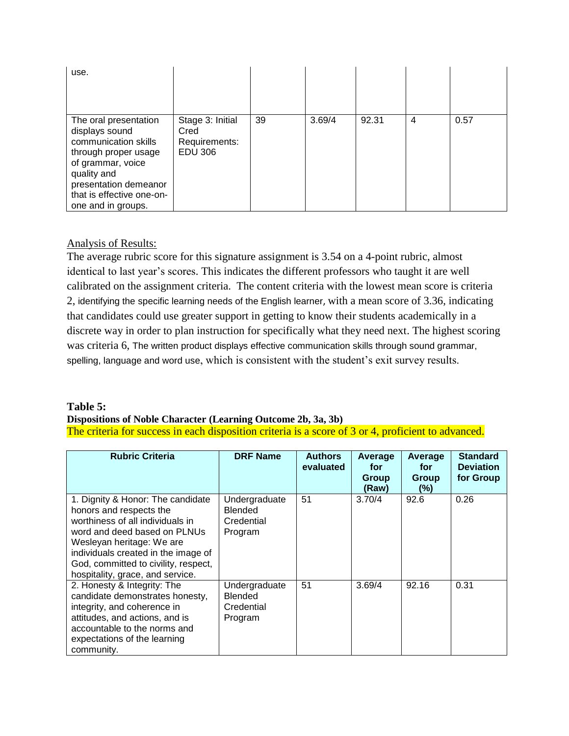| | | | | | | |
|---|---|---|---|---|---|---|
| use. | | | | | | |
| The oral presentation displays sound communication skills through proper usage of grammar, voice quality and presentation demeanor that is effective one-on-one and in groups. | Stage 3: Initial Cred Requirements: EDU 306 | 39 | 3.69/4 | 92.31 | 4 | 0.57 |

Analysis of Results:

The average rubric score for this signature assignment is 3.54 on a 4-point rubric, almost identical to last year's scores. This indicates the different professors who taught it are well calibrated on the assignment criteria. The content criteria with the lowest mean score is criteria 2, identifying the specific learning needs of the English learner, with a mean score of 3.36, indicating that candidates could use greater support in getting to know their students academically in a discrete way in order to plan instruction for specifically what they need next. The highest scoring was criteria 6, The written product displays effective communication skills through sound grammar, spelling, language and word use, which is consistent with the student's exit survey results.

**Table 5:**

**Dispositions of Noble Character (Learning Outcome 2b, 3a, 3b)**

The criteria for success in each disposition criteria is a score of 3 or 4, proficient to advanced.

| Rubric Criteria | DRF Name | Authors evaluated | Average for Group (Raw) | Average for Group (%) | Standard Deviation for Group |
|---|---|---|---|---|---|
| 1. Dignity & Honor: The candidate honors and respects the worthiness of all individuals in word and deed based on PLNUs Wesleyan heritage: We are individuals created in the image of God, committed to civility, respect, hospitality, grace, and service. | Undergraduate Blended Credential Program | 51 | 3.70/4 | 92.6 | 0.26 |
| 2. Honesty & Integrity: The candidate demonstrates honesty, integrity, and coherence in attitudes, and actions, and is accountable to the norms and expectations of the learning community. | Undergraduate Blended Credential Program | 51 | 3.69/4 | 92.16 | 0.31 |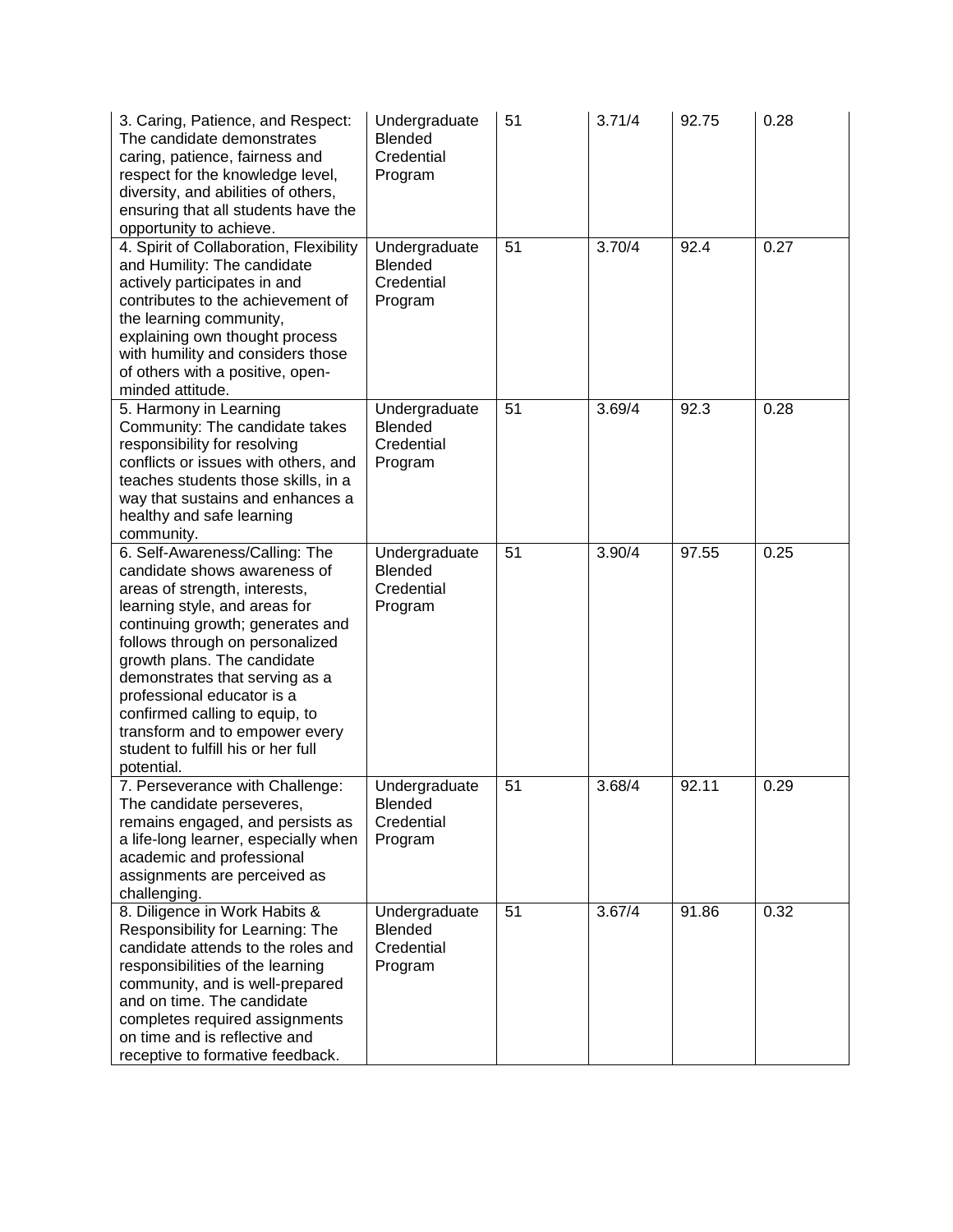| | | | | | |
|---|---|---|---|---|---|
| 3. Caring, Patience, and Respect: The candidate demonstrates caring, patience, fairness and respect for the knowledge level, diversity, and abilities of others, ensuring that all students have the opportunity to achieve. | Undergraduate Blended Credential Program | 51 | 3.71/4 | 92.75 | 0.28 |
| 4. Spirit of Collaboration, Flexibility and Humility: The candidate actively participates in and contributes to the achievement of the learning community, explaining own thought process with humility and considers those of others with a positive, open-minded attitude. | Undergraduate Blended Credential Program | 51 | 3.70/4 | 92.4 | 0.27 |
| 5. Harmony in Learning Community: The candidate takes responsibility for resolving conflicts or issues with others, and teaches students those skills, in a way that sustains and enhances a healthy and safe learning community. | Undergraduate Blended Credential Program | 51 | 3.69/4 | 92.3 | 0.28 |
| 6. Self-Awareness/Calling: The candidate shows awareness of areas of strength, interests, learning style, and areas for continuing growth; generates and follows through on personalized growth plans. The candidate demonstrates that serving as a professional educator is a confirmed calling to equip, to transform and to empower every student to fulfill his or her full potential. | Undergraduate Blended Credential Program | 51 | 3.90/4 | 97.55 | 0.25 |
| 7. Perseverance with Challenge: The candidate perseveres, remains engaged, and persists as a life-long learner, especially when academic and professional assignments are perceived as challenging. | Undergraduate Blended Credential Program | 51 | 3.68/4 | 92.11 | 0.29 |
| 8. Diligence in Work Habits & Responsibility for Learning: The candidate attends to the roles and responsibilities of the learning community, and is well-prepared and on time. The candidate completes required assignments on time and is reflective and receptive to formative feedback. | Undergraduate Blended Credential Program | 51 | 3.67/4 | 91.86 | 0.32 |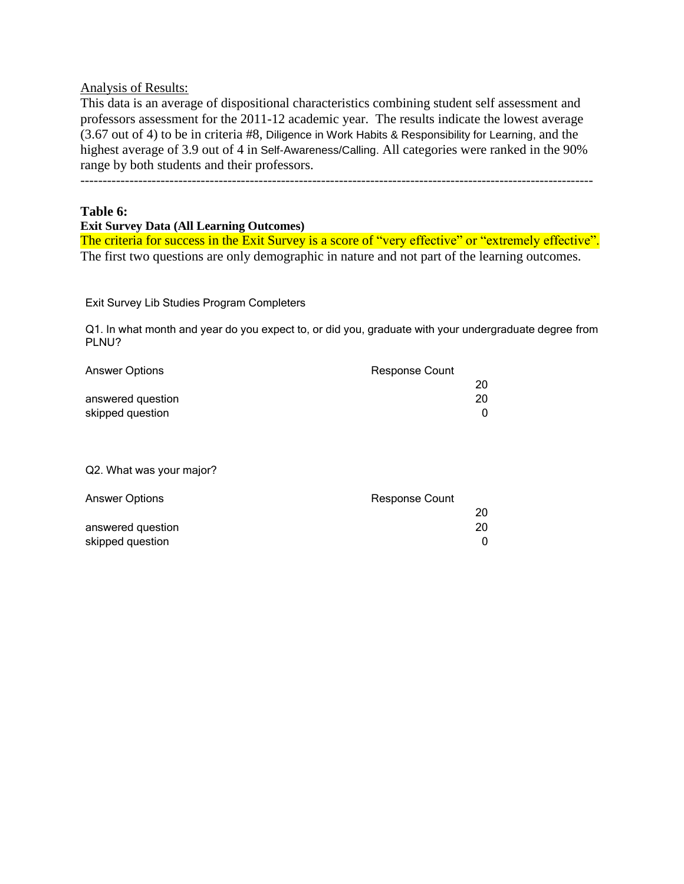Analysis of Results:

This data is an average of dispositional characteristics combining student self assessment and professors assessment for the 2011-12 academic year. The results indicate the lowest average (3.67 out of 4) to be in criteria #8, Diligence in Work Habits & Responsibility for Learning, and the highest average of 3.9 out of 4 in Self-Awareness/Calling. All categories were ranked in the 90% range by both students and their professors.

---

**Table 6:**

**Exit Survey Data (All Learning Outcomes)**

The criteria for success in the Exit Survey is a score of "very effective" or "extremely effective". The first two questions are only demographic in nature and not part of the learning outcomes.

Exit Survey Lib Studies Program Completers

Q1. In what month and year do you expect to, or did you, graduate with your undergraduate degree from PLNU?

| Answer Options | Response Count |
|---|---|
| | 20 |
| answered question | 20 |
| skipped question | 0 |

Q2. What was your major?

| Answer Options | Response Count |
|---|---|
| | 20 |
| answered question | 20 |
| skipped question | 0 |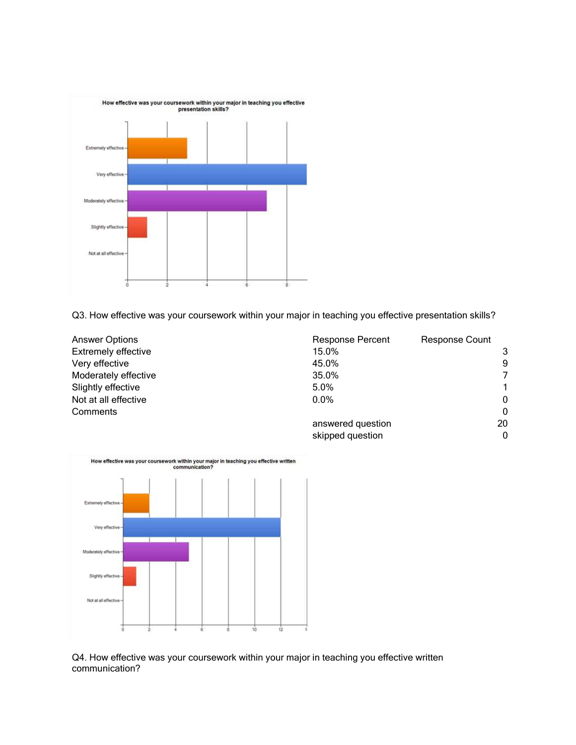Q3. How effective was your coursework within your major in teaching you effective presentation skills?

| Answer Options | Response Percent | Response Count |
|---|---|---|
| Extremely effective | 15.0% | 3 |
| Very effective | 45.0% | 9 |
| Moderately effective | 35.0% | 7 |
| Slightly effective | 5.0% | 1 |
| Not at all effective | 0.0% | 0 |
| Comments | | 0 |
| | answered question | 20 |
| | skipped question | 0 |

Q4. How effective was your coursework within your major in teaching you effective written communication?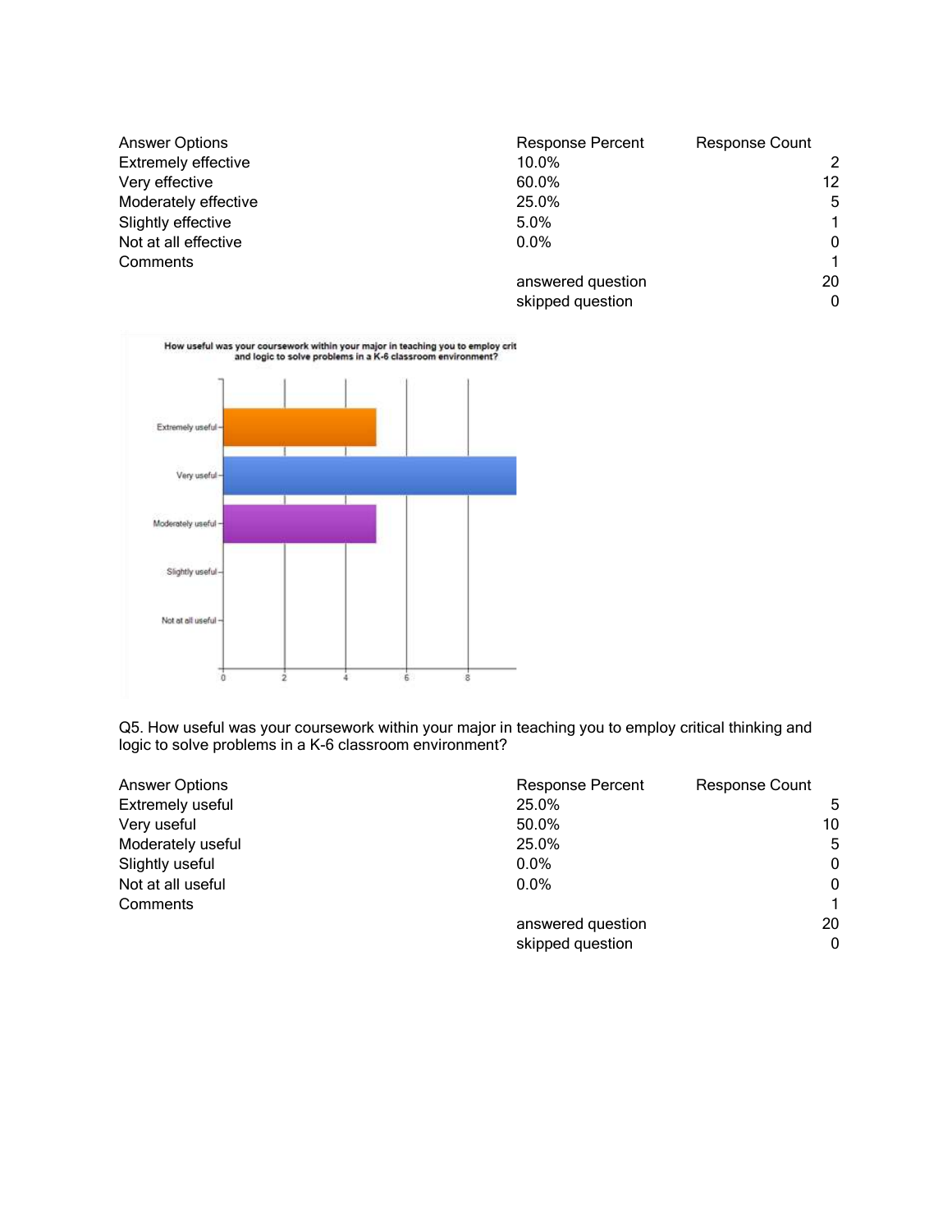| Answer Options | Response Percent | Response Count |
| --- | --- | --- |
| Extremely effective | 10.0% | 2 |
| Very effective | 60.0% | 12 |
| Moderately effective | 25.0% | 5 |
| Slightly effective | 5.0% | 1 |
| Not at all effective | 0.0% | 0 |
| Comments | | 1 |
| | answered question | 20 |
| | skipped question | 0 |

Q5. How useful was your coursework within your major in teaching you to employ critical thinking and logic to solve problems in a K-6 classroom environment?

| Answer Options | Response Percent | Response Count |
| --- | --- | --- |
| Extremely useful | 25.0% | 5 |
| Very useful | 50.0% | 10 |
| Moderately useful | 25.0% | 5 |
| Slightly useful | 0.0% | 0 |
| Not at all useful | 0.0% | 0 |
| Comments | | 1 |
| | answered question | 20 |
| | skipped question | 0 |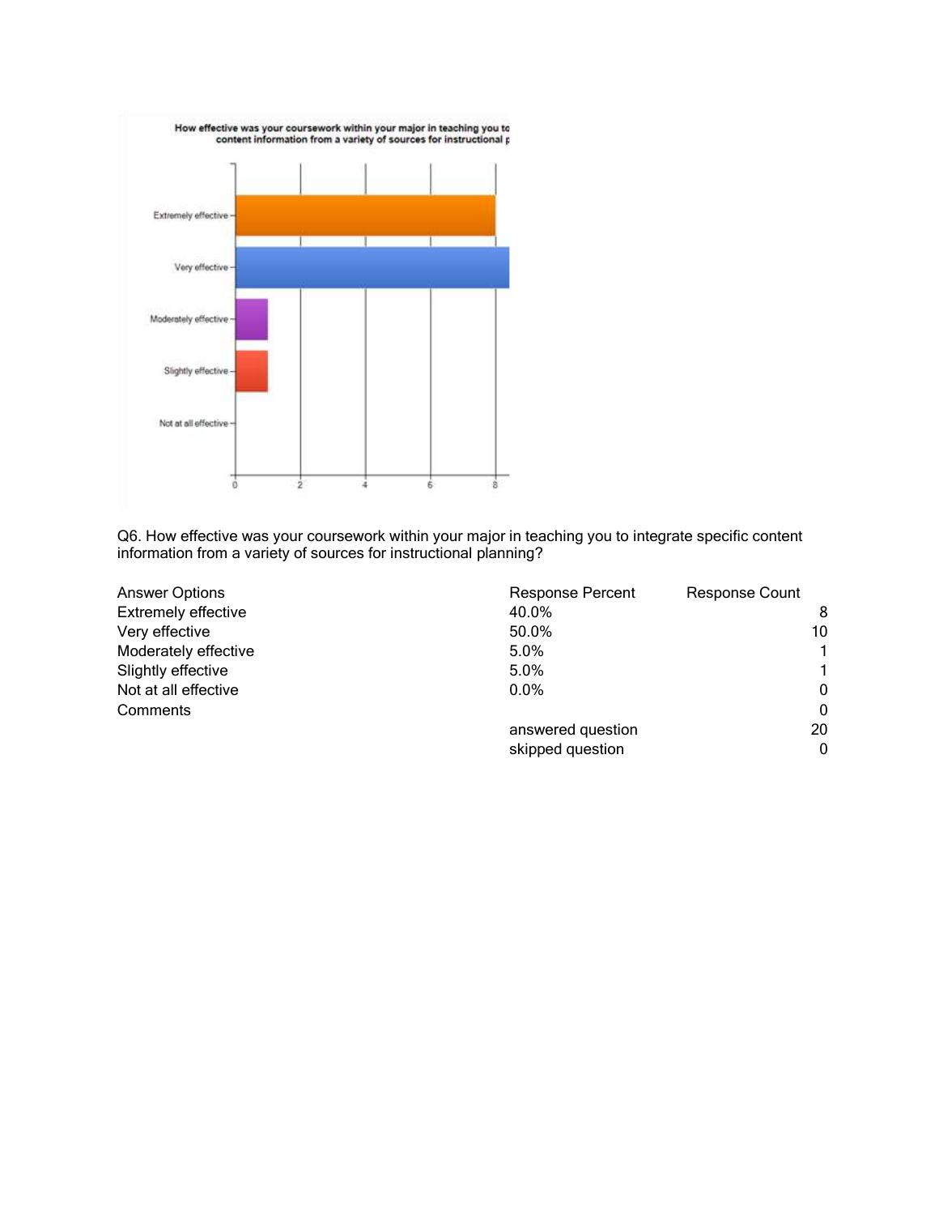Q6. How effective was your coursework within your major in teaching you to integrate specific content information from a variety of sources for instructional planning?

| Answer Options | Response Percent | Response Count |
| --- | --- | --- |
| Extremely effective | 40.0% | 8 |
| Very effective | 50.0% | 10 |
| Moderately effective | 5.0% | 1 |
| Slightly effective | 5.0% | 1 |
| Not at all effective | 0.0% | 0 |
| Comments | | 0 |
| | answered question | 20 |
| | skipped question | 0 |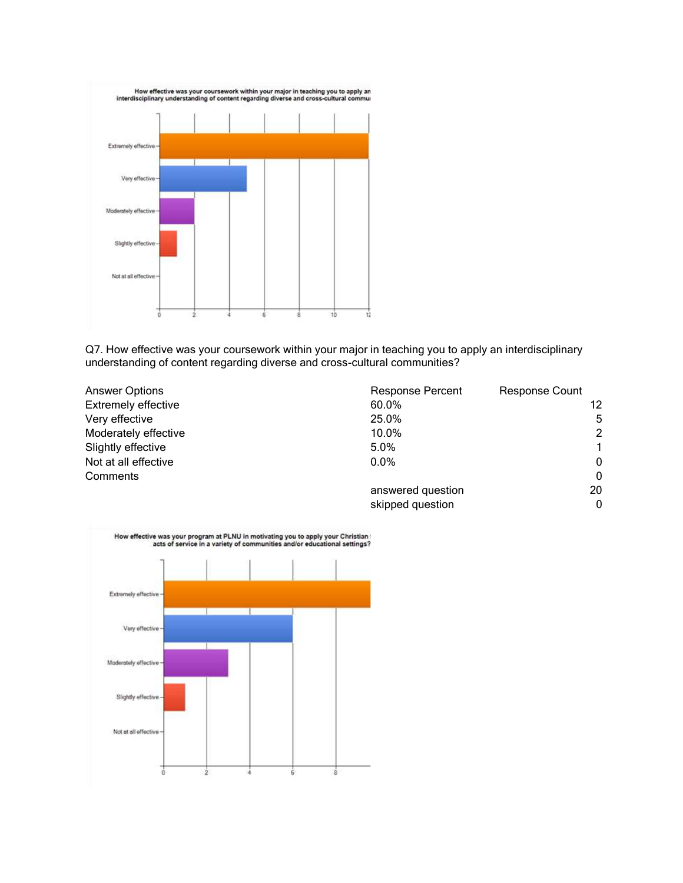Q7. How effective was your coursework within your major in teaching you to apply an interdisciplinary understanding of content regarding diverse and cross-cultural communities?

| Answer Options | Response Percent | Response Count |
|---|---|---|
| Extremely effective | 60.0% | 12 |
| Very effective | 25.0% | 5 |
| Moderately effective | 10.0% | 2 |
| Slightly effective | 5.0% | 1 |
| Not at all effective | 0.0% | 0 |
| Comments | | 0 |
| | answered question | 20 |
| | skipped question | 0 |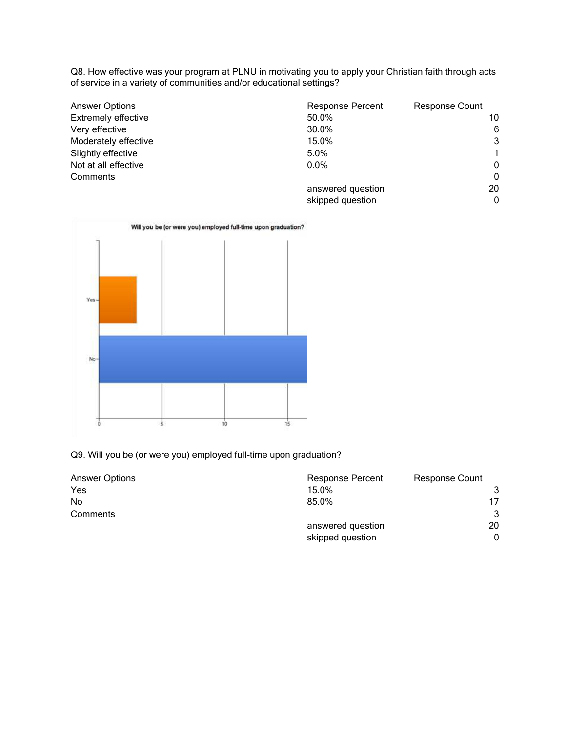Q8. How effective was your program at PLNU in motivating you to apply your Christian faith through acts of service in a variety of communities and/or educational settings?

| Answer Options | Response Percent | Response Count |
|---|---|---|
| Extremely effective | 50.0% | 10 |
| Very effective | 30.0% | 6 |
| Moderately effective | 15.0% | 3 |
| Slightly effective | 5.0% | 1 |
| Not at all effective | 0.0% | 0 |
| Comments | | 0 |
| | answered question | 20 |
| | skipped question | 0 |

Q9. Will you be (or were you) employed full-time upon graduation?

| Answer Options | Response Percent | Response Count |
|---|---|---|
| Yes | 15.0% | 3 |
| No | 85.0% | 17 |
| Comments | | 3 |
| | answered question | 20 |
| | skipped question | 0 |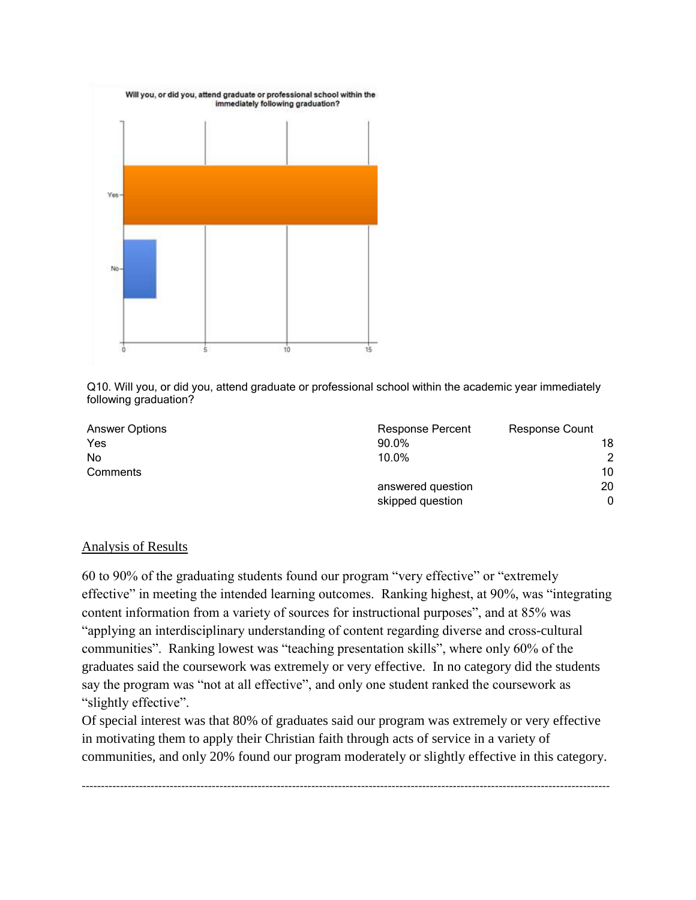Q10. Will you, or did you, attend graduate or professional school within the academic year immediately following graduation?

| Answer Options | Response Percent | Response Count |
|---|---|---|
| Yes | 90.0% | 18 |
| No | 10.0% | 2 |
| Comments | | 10 |
| | answered question | 20 |
| | skipped question | 0 |

## Analysis of Results

60 to 90% of the graduating students found our program "very effective" or "extremely effective" in meeting the intended learning outcomes. Ranking highest, at 90%, was "integrating content information from a variety of sources for instructional purposes", and at 85% was "applying an interdisciplinary understanding of content regarding diverse and cross-cultural communities". Ranking lowest was "teaching presentation skills", where only 60% of the graduates said the coursework was extremely or very effective. In no category did the students say the program was "not at all effective", and only one student ranked the coursework as "slightly effective".

Of special interest was that 80% of graduates said our program was extremely or very effective in motivating them to apply their Christian faith through acts of service in a variety of communities, and only 20% found our program moderately or slightly effective in this category.

---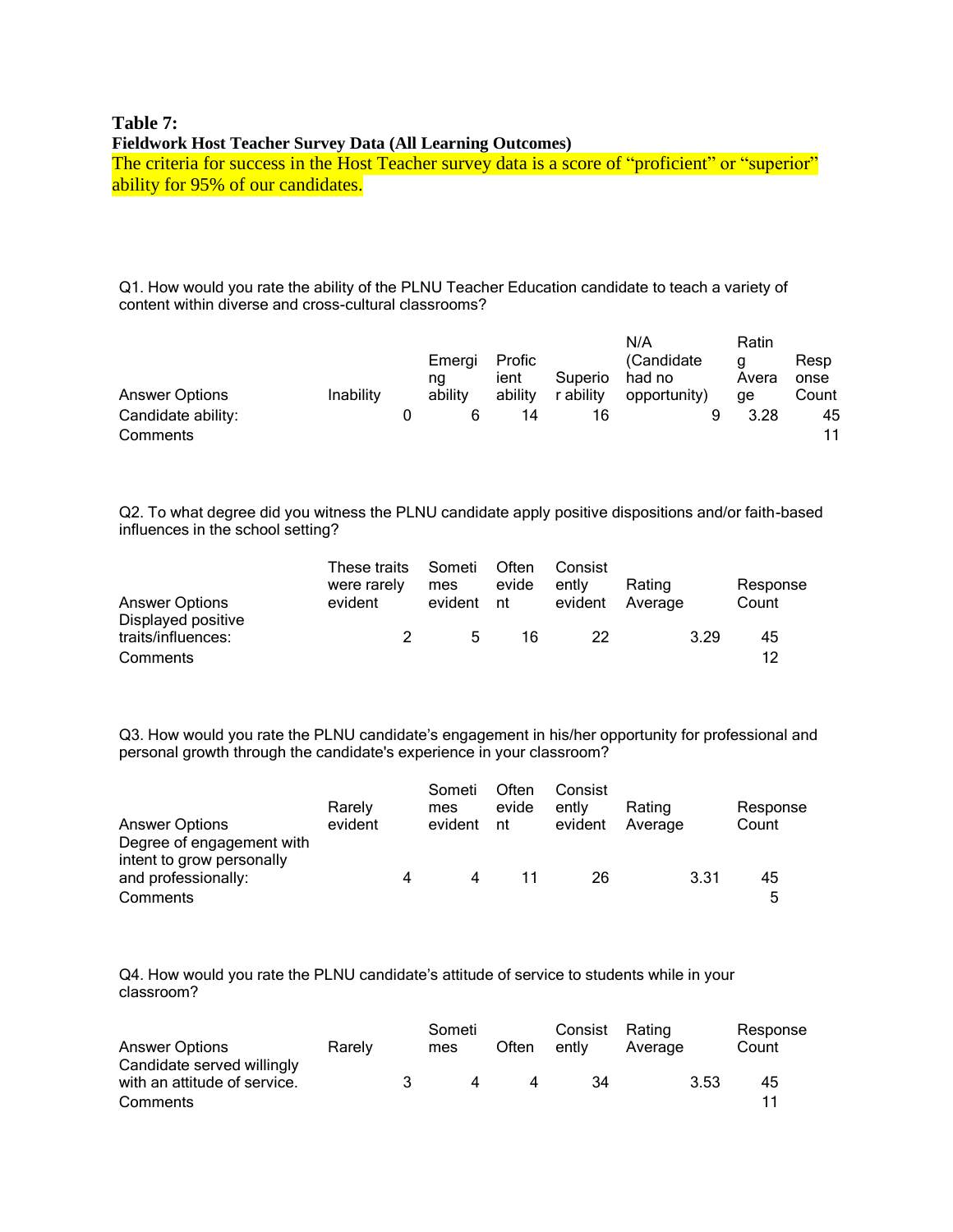**Table 7:**

**Fieldwork Host Teacher Survey Data (All Learning Outcomes)**

The criteria for success in the Host Teacher survey data is a score of "proficient" or "superior" ability for 95% of our candidates.

Q1. How would you rate the ability of the PLNU Teacher Education candidate to teach a variety of content within diverse and cross-cultural classrooms?

| Answer Options | Inability | Emerging ability | Proficient ability | Superior ability | N/A (Candidate had no opportunity) | Rating Average | Response Count |
|---|---|---|---|---|---|---|---|
| Candidate ability: | 0 | 6 | 14 | 16 | 9 | 3.28 | 45 |
| Comments | | | | | | | 11 |

Q2. To what degree did you witness the PLNU candidate apply positive dispositions and/or faith-based influences in the school setting?

| Answer Options | These traits were rarely evident | Sometimes evident | Often evident | Consistently evident | Rating Average | Response Count |
|---|---|---|---|---|---|---|
| Displayed positive traits/influences: | 2 | 5 | 16 | 22 | 3.29 | 45 |
| Comments | | | | | | 12 |

Q3. How would you rate the PLNU candidate's engagement in his/her opportunity for professional and personal growth through the candidate's experience in your classroom?

| Answer Options | Rarely evident | Sometimes evident | Often evident | Consistently evident | Rating Average | Response Count |
|---|---|---|---|---|---|---|
| Degree of engagement with intent to grow personally and professionally: | 4 | 4 | 11 | 26 | 3.31 | 45 |
| Comments | | | | | | 5 |

Q4. How would you rate the PLNU candidate's attitude of service to students while in your classroom?

| Answer Options | Rarely | Sometimes | Often | Consistently | Rating Average | Response Count |
|---|---|---|---|---|---|---|
| Candidate served willingly with an attitude of service. | 3 | 4 | 4 | 34 | 3.53 | 45 |
| Comments | | | | | | 11 |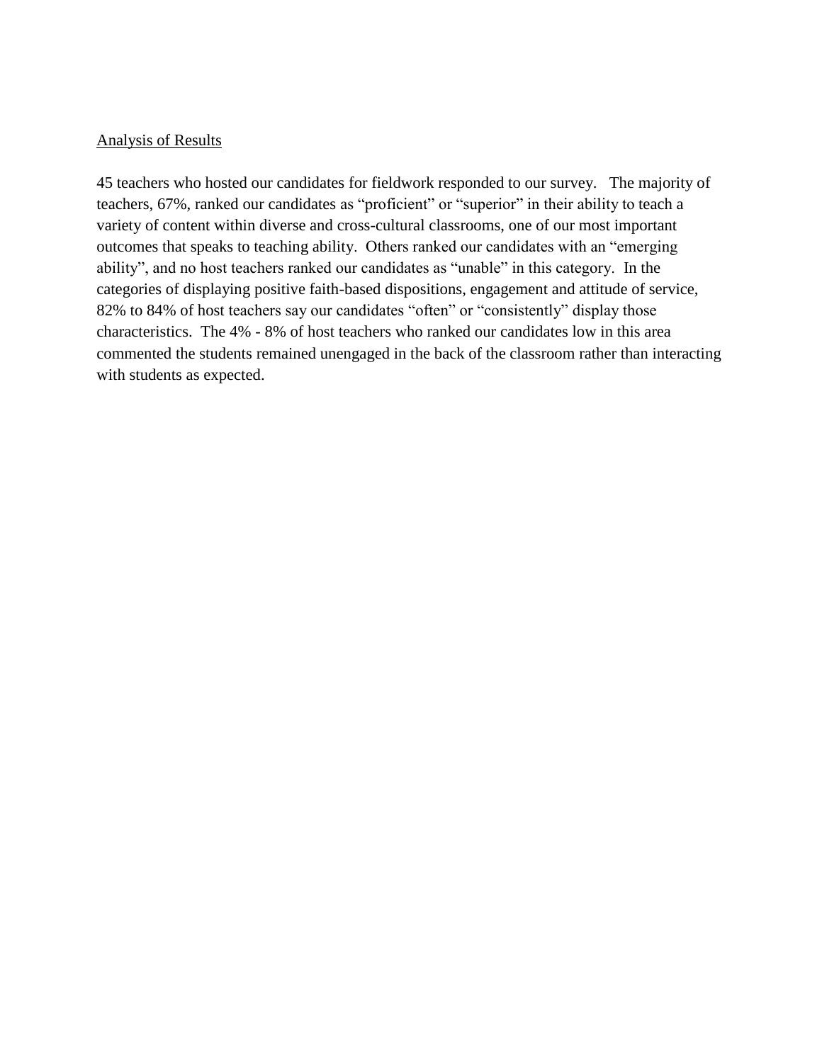Analysis of Results

45 teachers who hosted our candidates for fieldwork responded to our survey. The majority of teachers, 67%, ranked our candidates as "proficient" or "superior" in their ability to teach a variety of content within diverse and cross-cultural classrooms, one of our most important outcomes that speaks to teaching ability. Others ranked our candidates with an "emerging ability", and no host teachers ranked our candidates as "unable" in this category. In the categories of displaying positive faith-based dispositions, engagement and attitude of service, 82% to 84% of host teachers say our candidates "often" or "consistently" display those characteristics. The 4% - 8% of host teachers who ranked our candidates low in this area commented the students remained unengaged in the back of the classroom rather than interacting with students as expected.